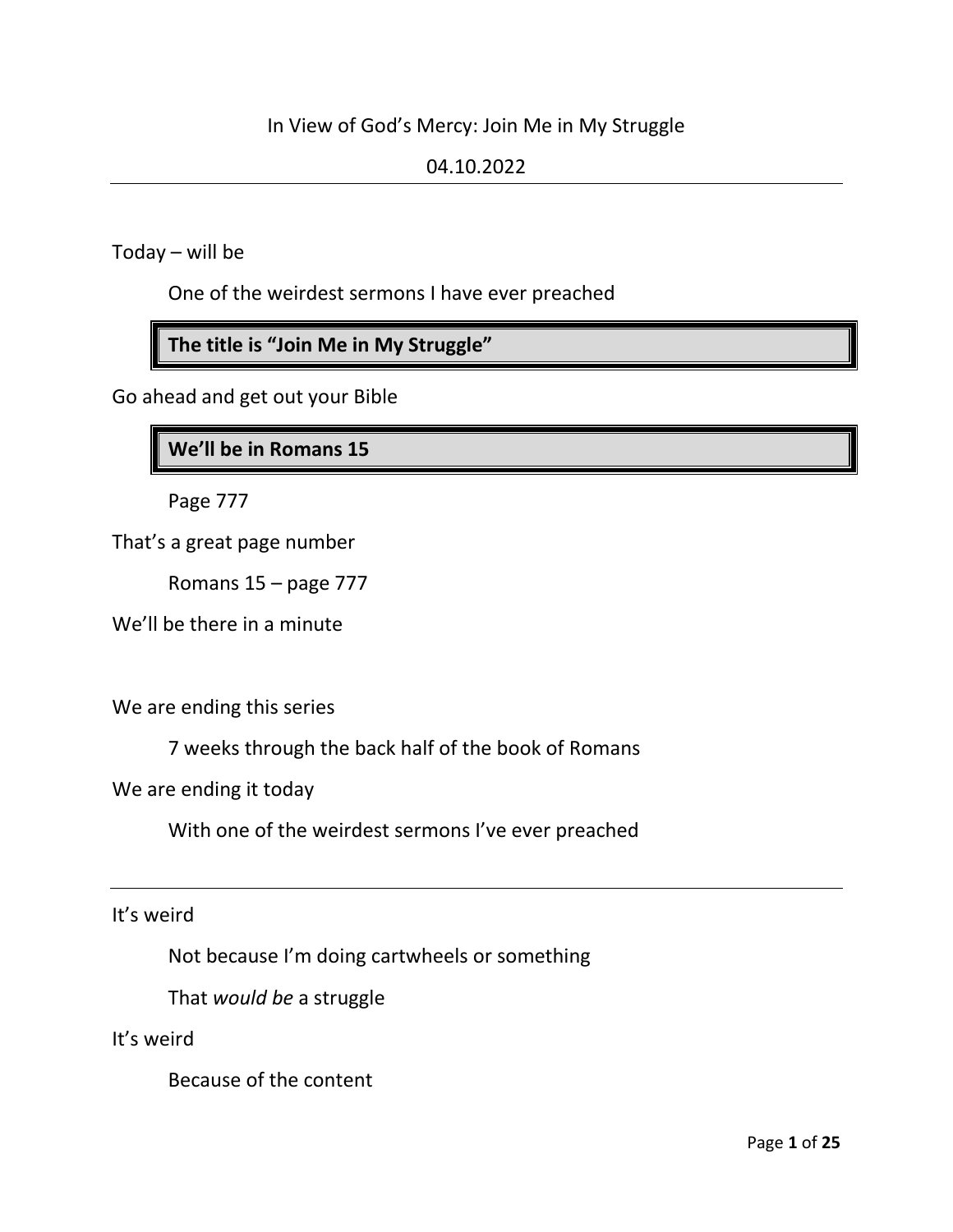# In View of God's Mercy: Join Me in My Struggle

04.10.2022

---

Today – will be

One of the weirdest sermons I have ever preached

**The title is "Join Me in My Struggle"**

Go ahead and get out your Bible

**We'll be in Romans 15**

Page 777

That's a great page number

Romans 15 – page 777

We'll be there in a minute

We are ending this series

7 weeks through the back half of the book of Romans

We are ending it today

With one of the weirdest sermons I've ever preached

---

It's weird

Not because I'm doing cartwheels or something

That *would be* a struggle

It's weird

Because of the content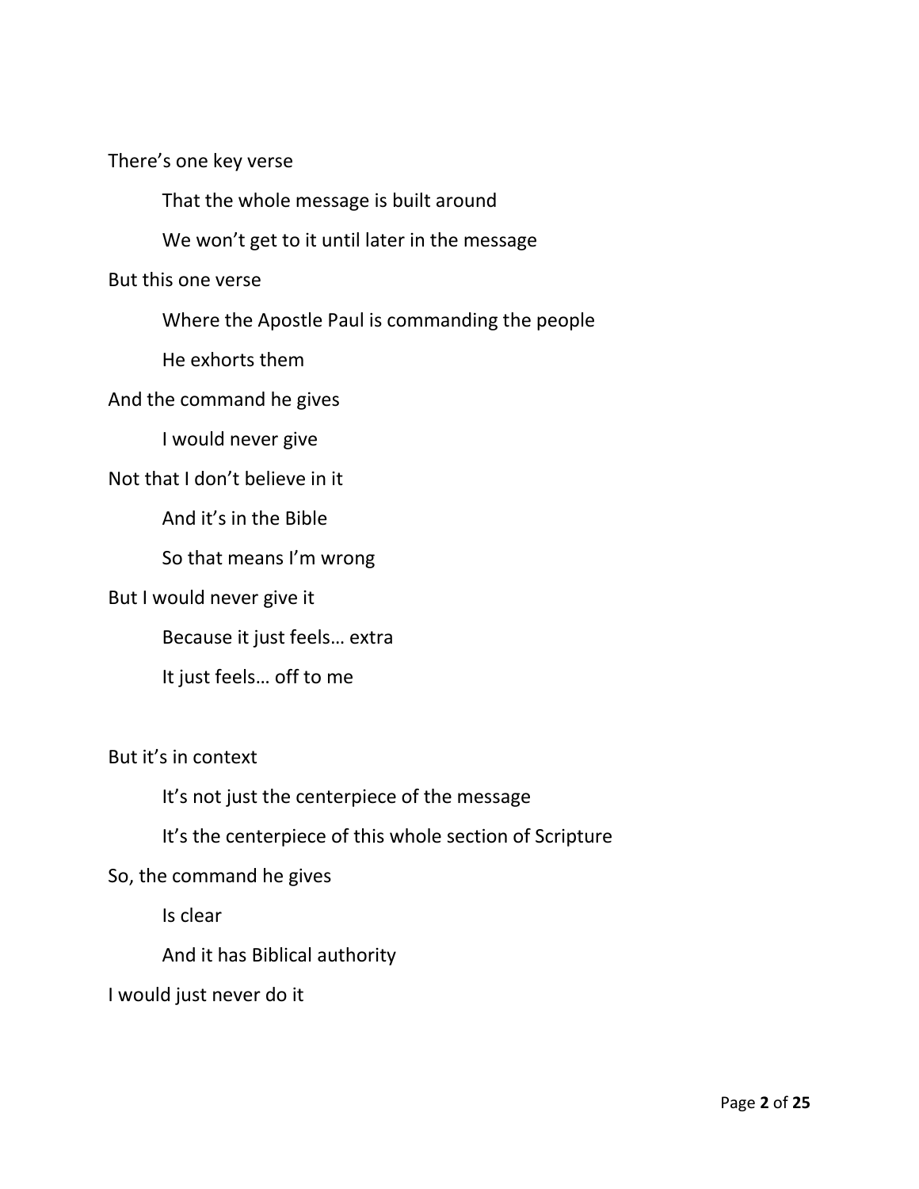There’s one key verse

    That the whole message is built around

    We won’t get to it until later in the message

But this one verse

    Where the Apostle Paul is commanding the people

    He exhorts them

And the command he gives

    I would never give

Not that I don’t believe in it

    And it’s in the Bible

    So that means I’m wrong

But I would never give it

    Because it just feels… extra

    It just feels… off to me

But it’s in context

    It’s not just the centerpiece of the message

    It’s the centerpiece of this whole section of Scripture

So, the command he gives

    Is clear

    And it has Biblical authority

I would just never do it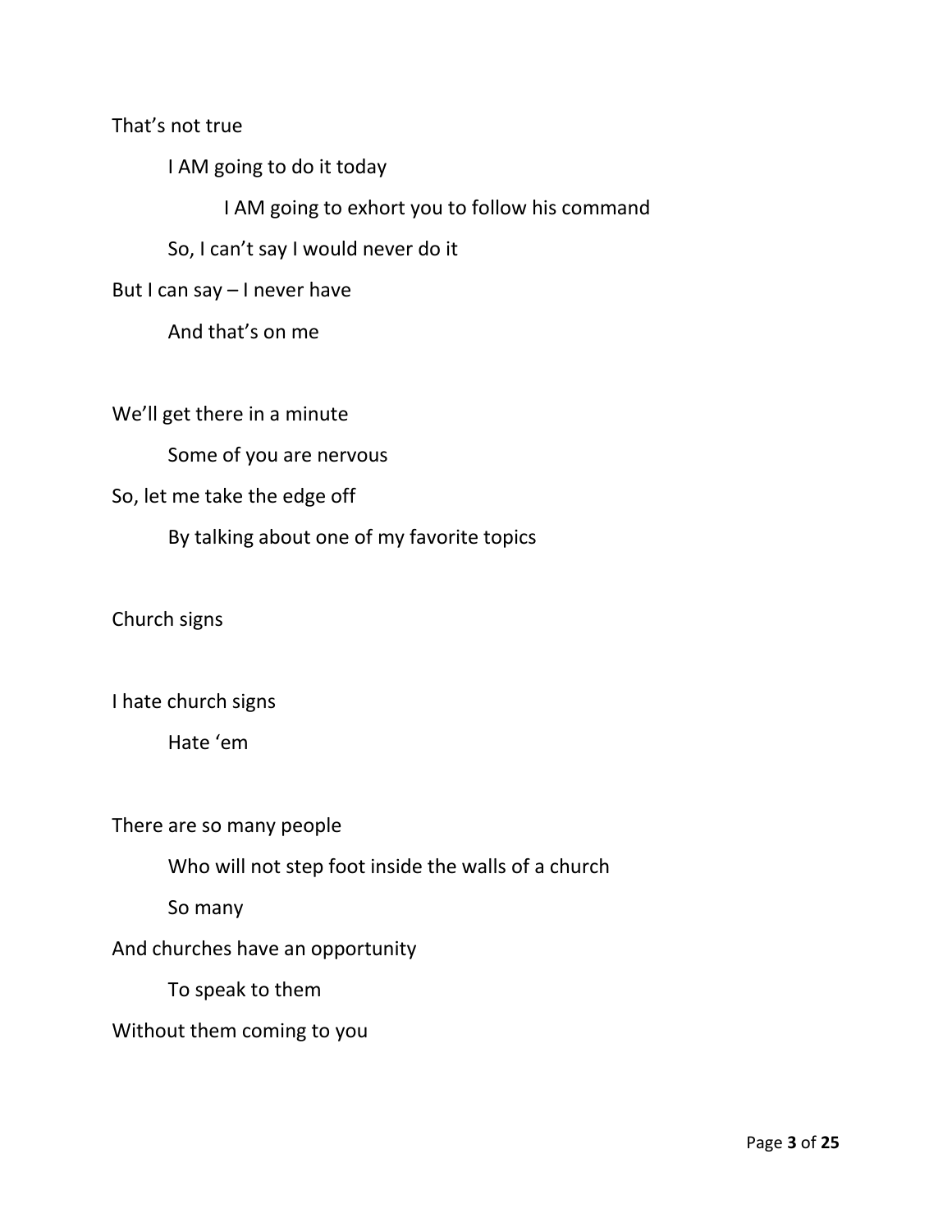That's not true

I AM going to do it today

I AM going to exhort you to follow his command

So, I can't say I would never do it

But I can say – I never have

And that's on me

We'll get there in a minute

Some of you are nervous

So, let me take the edge off

By talking about one of my favorite topics

Church signs

I hate church signs

Hate 'em

There are so many people

Who will not step foot inside the walls of a church

So many

And churches have an opportunity

To speak to them

Without them coming to you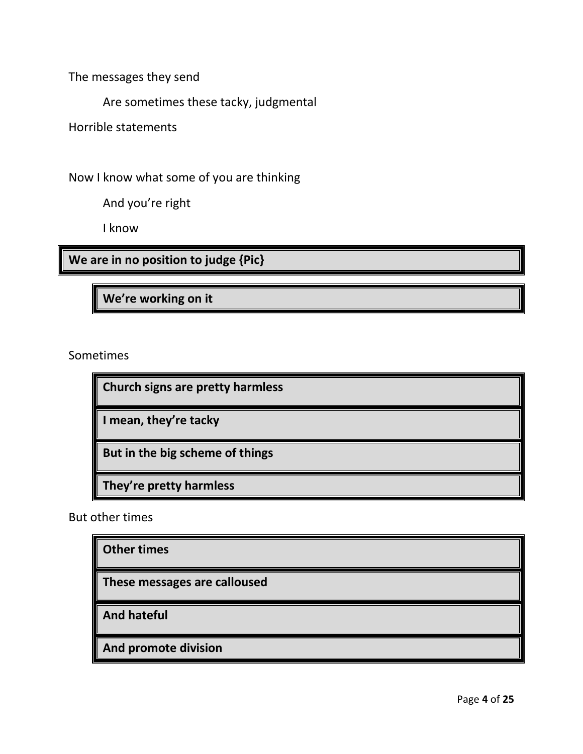The messages they send

Are sometimes these tacky, judgmental

Horrible statements

Now I know what some of you are thinking

And you're right

I know

**We are in no position to judge {Pic}**

**We're working on it**

Sometimes

**Church signs are pretty harmless**

**I mean, they're tacky**

**But in the big scheme of things**

**They're pretty harmless**

But other times

**Other times**

**These messages are calloused**

**And hateful**

**And promote division**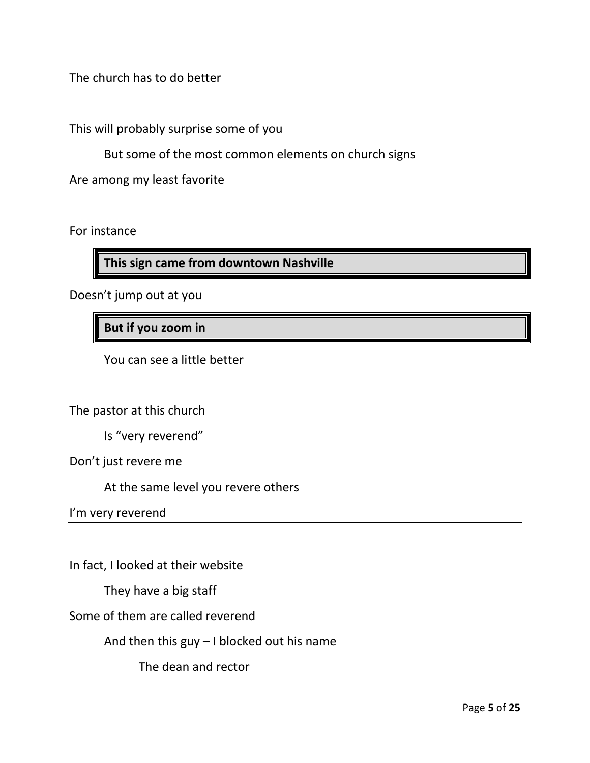The church has to do better

This will probably surprise some of you

But some of the most common elements on church signs

Are among my least favorite

For instance

**This sign came from downtown Nashville**

Doesn't jump out at you

**But if you zoom in**

You can see a little better

The pastor at this church

Is "very reverend"

Don't just revere me

At the same level you revere others

I'm very reverend

---

In fact, I looked at their website

They have a big staff

Some of them are called reverend

And then this guy – I blocked out his name

The dean and rector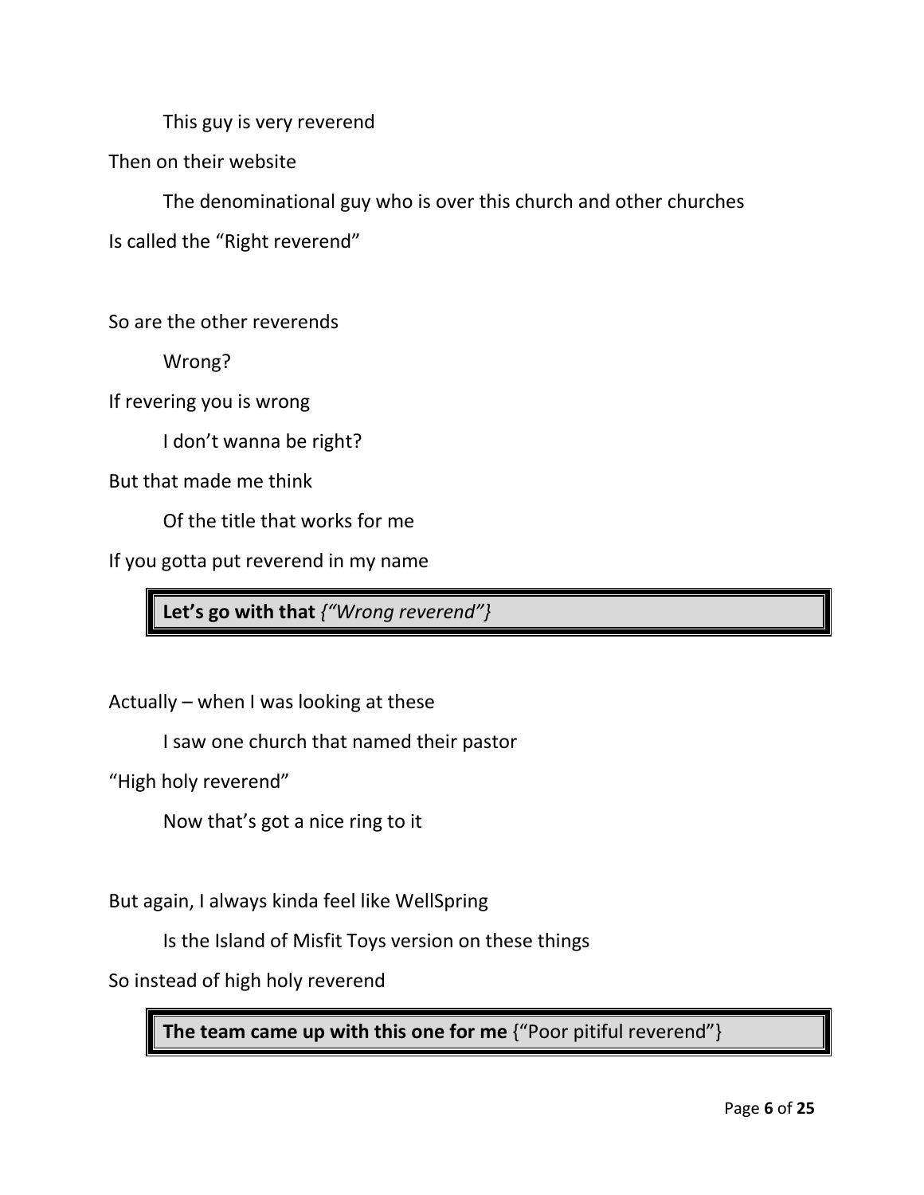This guy is very reverend

Then on their website

The denominational guy who is over this church and other churches

Is called the "Right reverend"

So are the other reverends

Wrong?

If revering you is wrong

I don't wanna be right?

But that made me think

Of the title that works for me

If you gotta put reverend in my name

| **Let's go with that** *{"Wrong reverend"}* |
|---|

Actually – when I was looking at these

I saw one church that named their pastor

"High holy reverend"

Now that's got a nice ring to it

But again, I always kinda feel like WellSpring

Is the Island of Misfit Toys version on these things

So instead of high holy reverend

| **The team came up with this one for me** {"Poor pitiful reverend"} |
|---|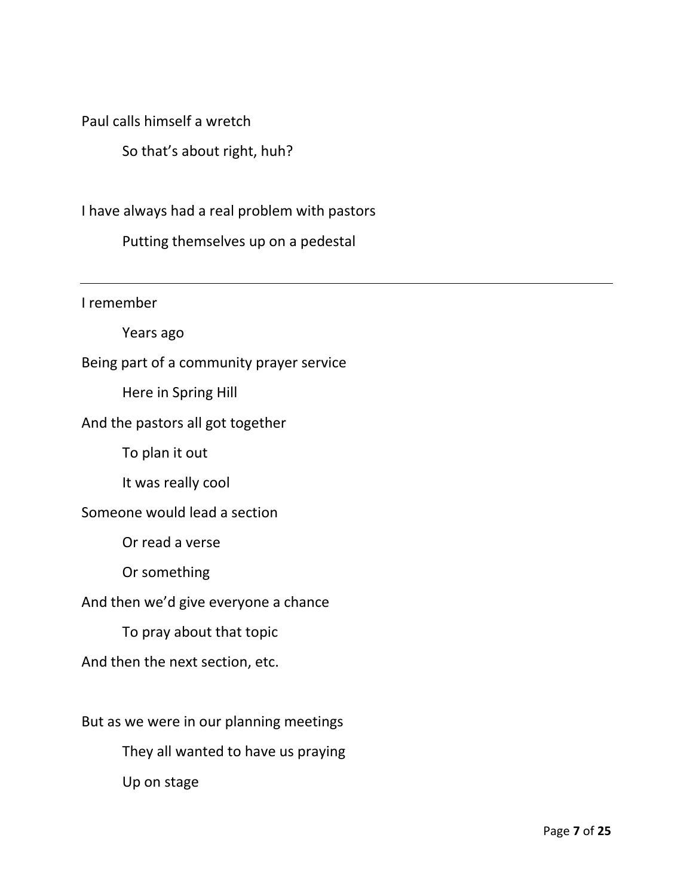Paul calls himself a wretch

    So that's about right, huh?

I have always had a real problem with pastors

    Putting themselves up on a pedestal

---

I remember

    Years ago

Being part of a community prayer service

    Here in Spring Hill

And the pastors all got together

    To plan it out

    It was really cool

Someone would lead a section

    Or read a verse

    Or something

And then we'd give everyone a chance

    To pray about that topic

And then the next section, etc.

But as we were in our planning meetings

    They all wanted to have us praying

    Up on stage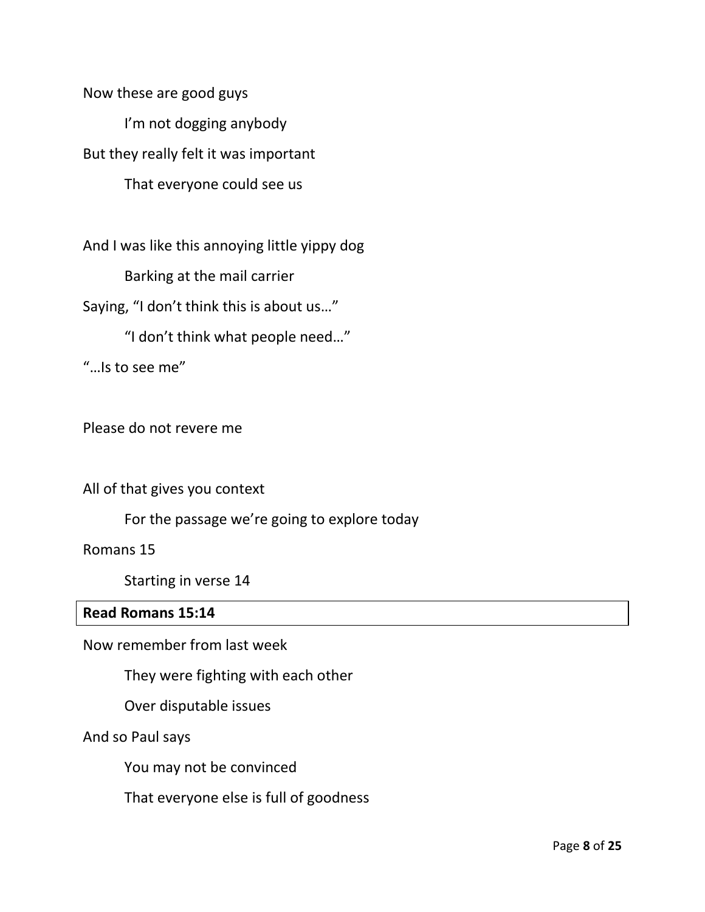Now these are good guys

I'm not dogging anybody

But they really felt it was important

That everyone could see us

And I was like this annoying little yippy dog

Barking at the mail carrier

Saying, "I don't think this is about us…"

"I don't think what people need…"

"…Is to see me"

Please do not revere me

All of that gives you context

For the passage we're going to explore today

Romans 15

Starting in verse 14

| **Read Romans 15:14** |
|---|

Now remember from last week

They were fighting with each other

Over disputable issues

And so Paul says

You may not be convinced

That everyone else is full of goodness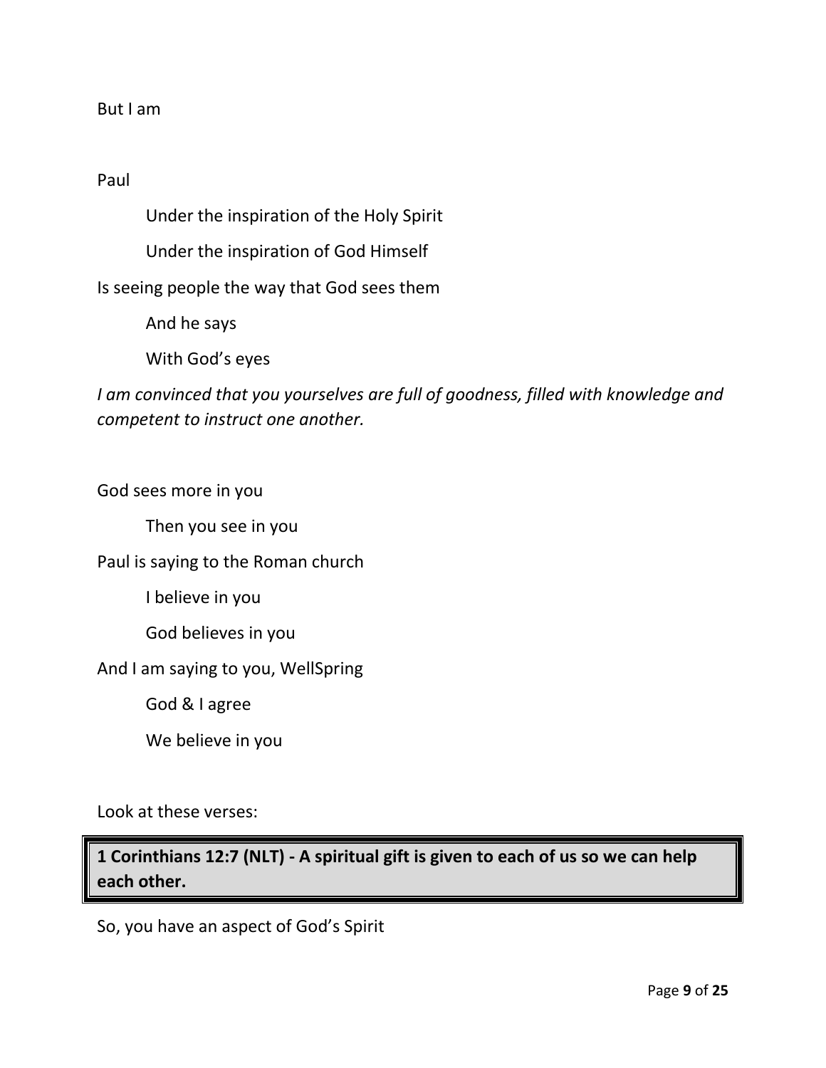But I am

Paul

Under the inspiration of the Holy Spirit

Under the inspiration of God Himself

Is seeing people the way that God sees them

And he says

With God's eyes

*I am convinced that you yourselves are full of goodness, filled with knowledge and competent to instruct one another.*

God sees more in you

Then you see in you

Paul is saying to the Roman church

I believe in you

God believes in you

And I am saying to you, WellSpring

God & I agree

We believe in you

Look at these verses:

**1 Corinthians 12:7 (NLT) - A spiritual gift is given to each of us so we can help each other.**

So, you have an aspect of God's Spirit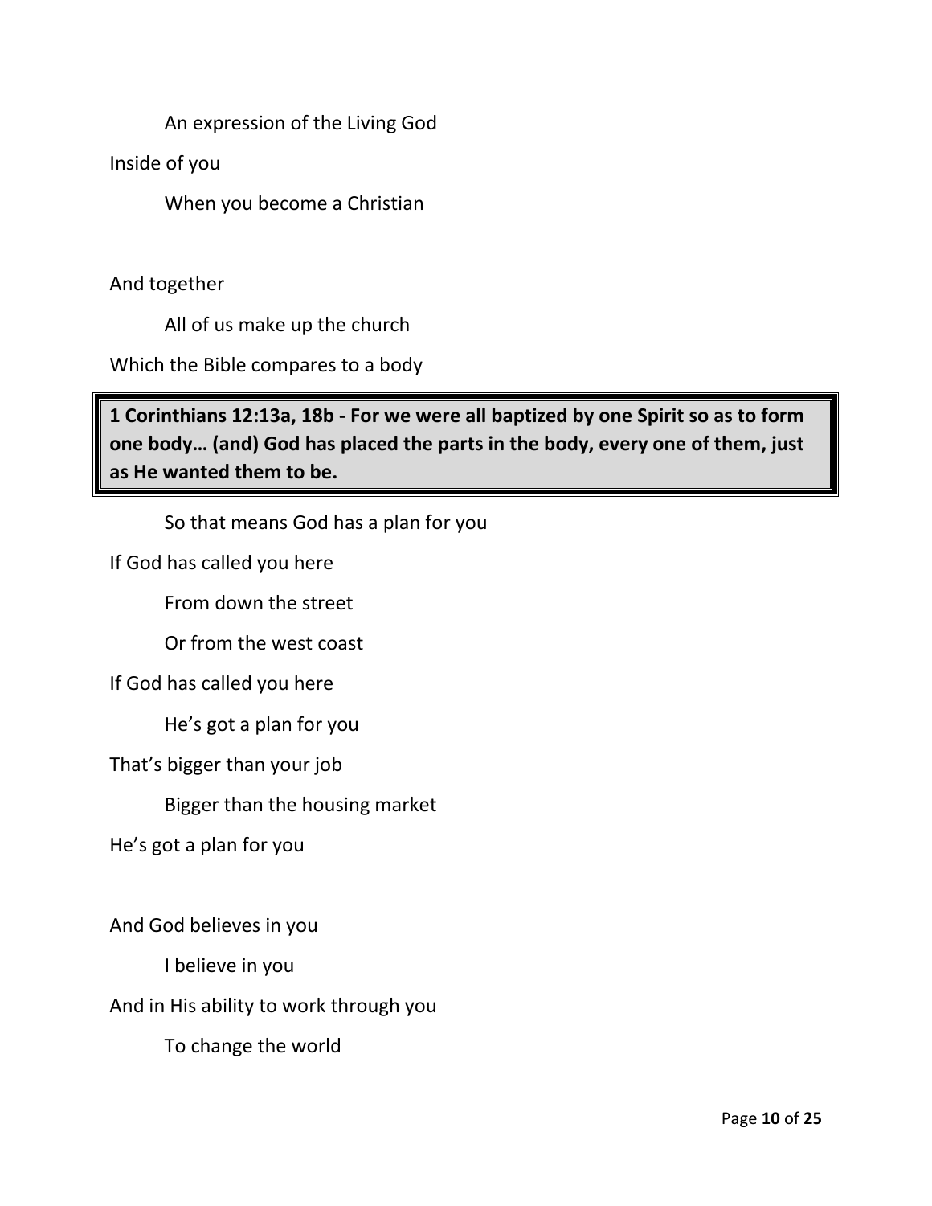An expression of the Living God

Inside of you

When you become a Christian

And together

All of us make up the church

Which the Bible compares to a body

> **1 Corinthians 12:13a, 18b - For we were all baptized by one Spirit so as to form one body… (and) God has placed the parts in the body, every one of them, just as He wanted them to be.**

So that means God has a plan for you

If God has called you here

From down the street

Or from the west coast

If God has called you here

He's got a plan for you

That's bigger than your job

Bigger than the housing market

He's got a plan for you

And God believes in you

I believe in you

And in His ability to work through you

To change the world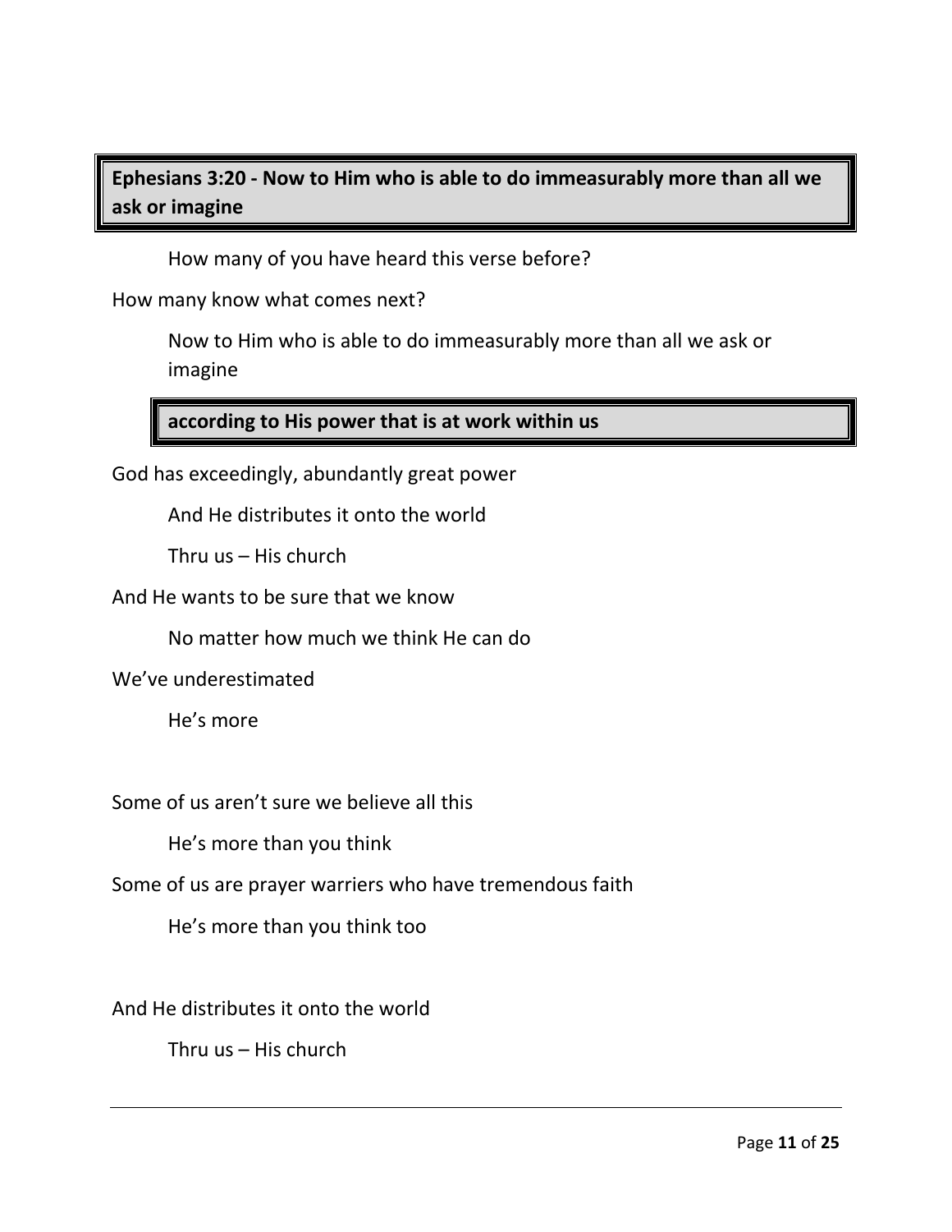**Ephesians 3:20 - Now to Him who is able to do immeasurably more than all we ask or imagine**

How many of you have heard this verse before?

How many know what comes next?

Now to Him who is able to do immeasurably more than all we ask or imagine

**according to His power that is at work within us**

God has exceedingly, abundantly great power

And He distributes it onto the world

Thru us – His church

And He wants to be sure that we know

No matter how much we think He can do

We've underestimated

He's more

Some of us aren't sure we believe all this

He's more than you think

Some of us are prayer warriers who have tremendous faith

He's more than you think too

And He distributes it onto the world

Thru us – His church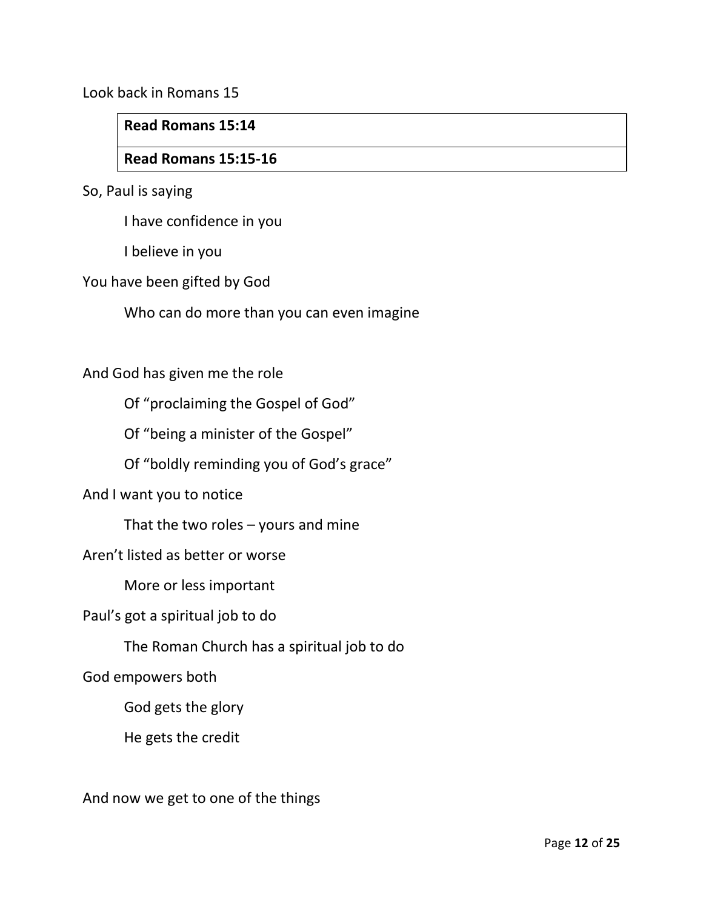Look back in Romans 15

| **Read Romans 15:14** |
| --- |
| **Read Romans 15:15-16** |

So, Paul is saying

I have confidence in you

I believe in you

You have been gifted by God

Who can do more than you can even imagine

And God has given me the role

Of “proclaiming the Gospel of God”

Of “being a minister of the Gospel”

Of “boldly reminding you of God’s grace”

And I want you to notice

That the two roles – yours and mine

Aren’t listed as better or worse

More or less important

Paul’s got a spiritual job to do

The Roman Church has a spiritual job to do

God empowers both

God gets the glory

He gets the credit

And now we get to one of the things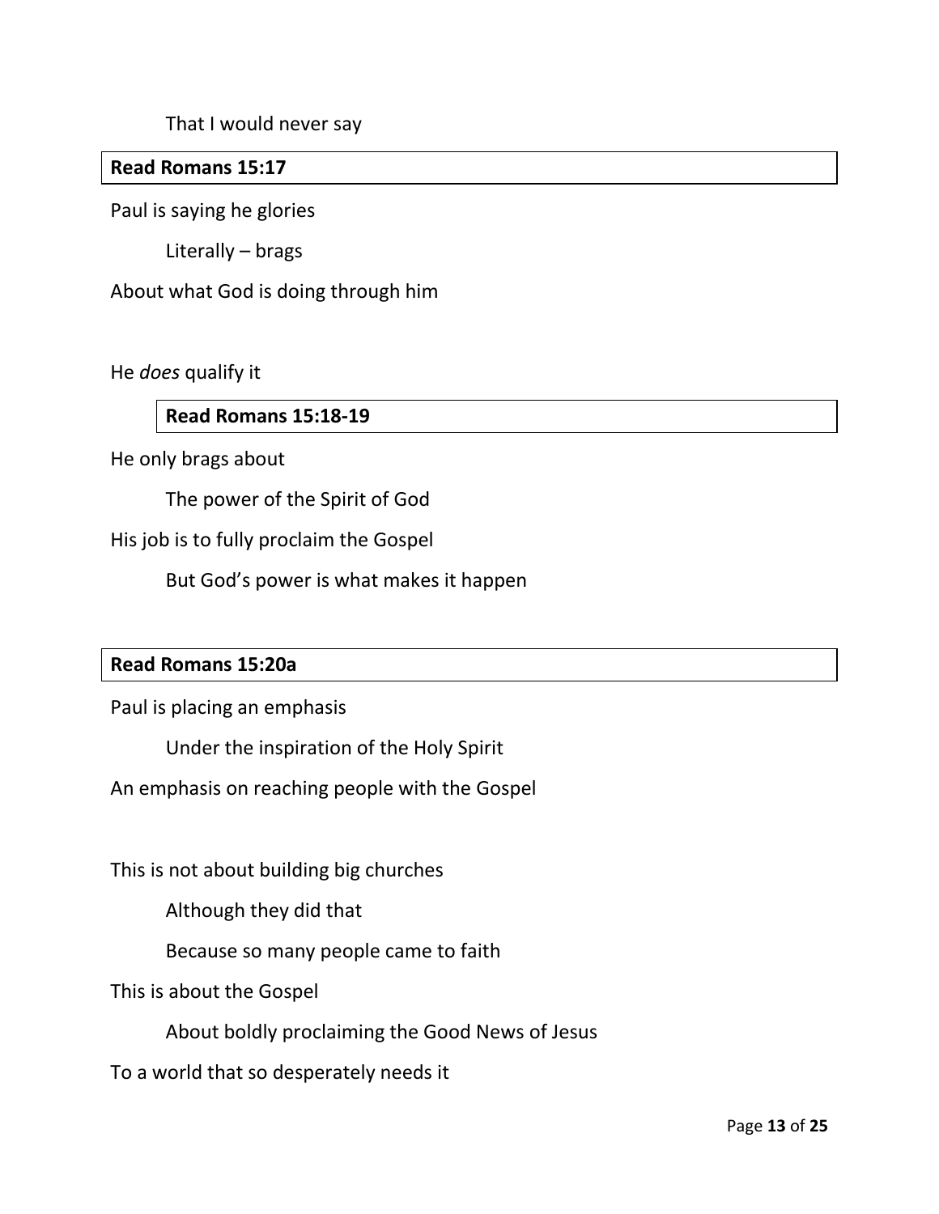That I would never say

**Read Romans 15:17**

Paul is saying he glories

Literally – brags

About what God is doing through him

He *does* qualify it

**Read Romans 15:18-19**

He only brags about

The power of the Spirit of God

His job is to fully proclaim the Gospel

But God's power is what makes it happen

**Read Romans 15:20a**

Paul is placing an emphasis

Under the inspiration of the Holy Spirit

An emphasis on reaching people with the Gospel

This is not about building big churches

Although they did that

Because so many people came to faith

This is about the Gospel

About boldly proclaiming the Good News of Jesus

To a world that so desperately needs it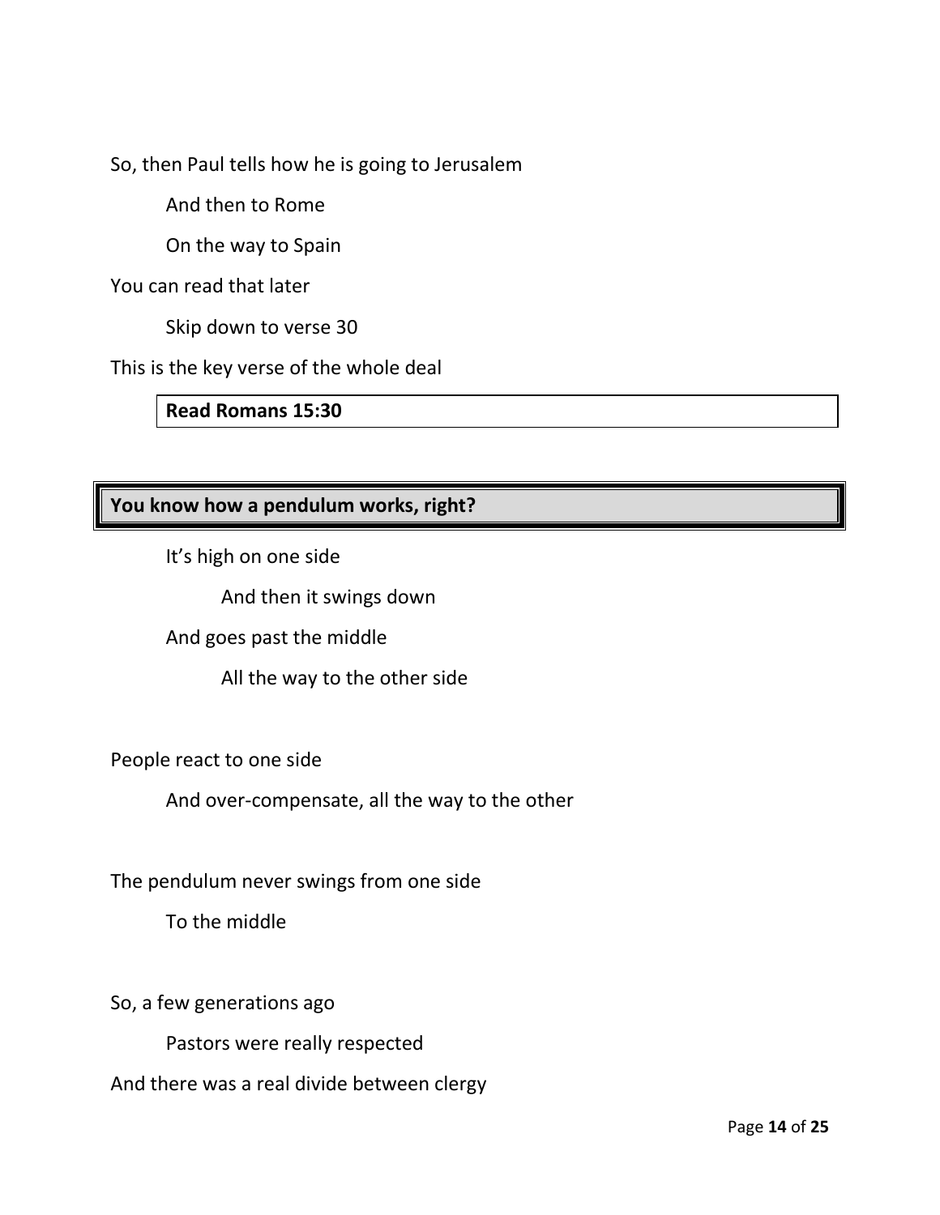So, then Paul tells how he is going to Jerusalem

And then to Rome

On the way to Spain

You can read that later

Skip down to verse 30

This is the key verse of the whole deal

**Read Romans 15:30**

**You know how a pendulum works, right?**

It's high on one side

And then it swings down

And goes past the middle

All the way to the other side

People react to one side

And over-compensate, all the way to the other

The pendulum never swings from one side

To the middle

So, a few generations ago

Pastors were really respected

And there was a real divide between clergy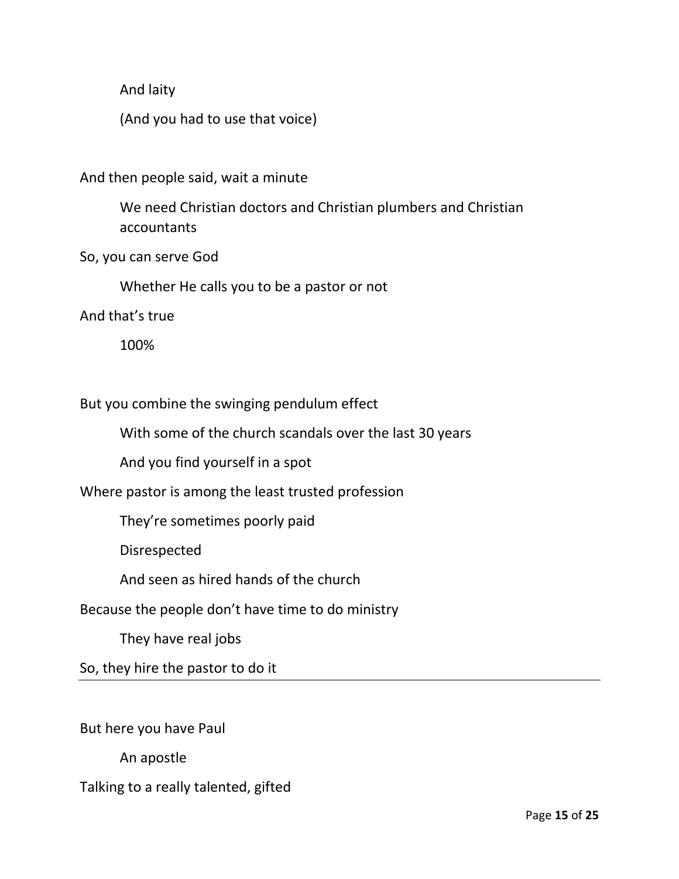And laity

(And you had to use that voice)

And then people said, wait a minute

We need Christian doctors and Christian plumbers and Christian accountants

So, you can serve God

Whether He calls you to be a pastor or not

And that's true

100%

But you combine the swinging pendulum effect

With some of the church scandals over the last 30 years

And you find yourself in a spot

Where pastor is among the least trusted profession

They're sometimes poorly paid

Disrespected

And seen as hired hands of the church

Because the people don't have time to do ministry

They have real jobs

So, they hire the pastor to do it

---

But here you have Paul

An apostle

Talking to a really talented, gifted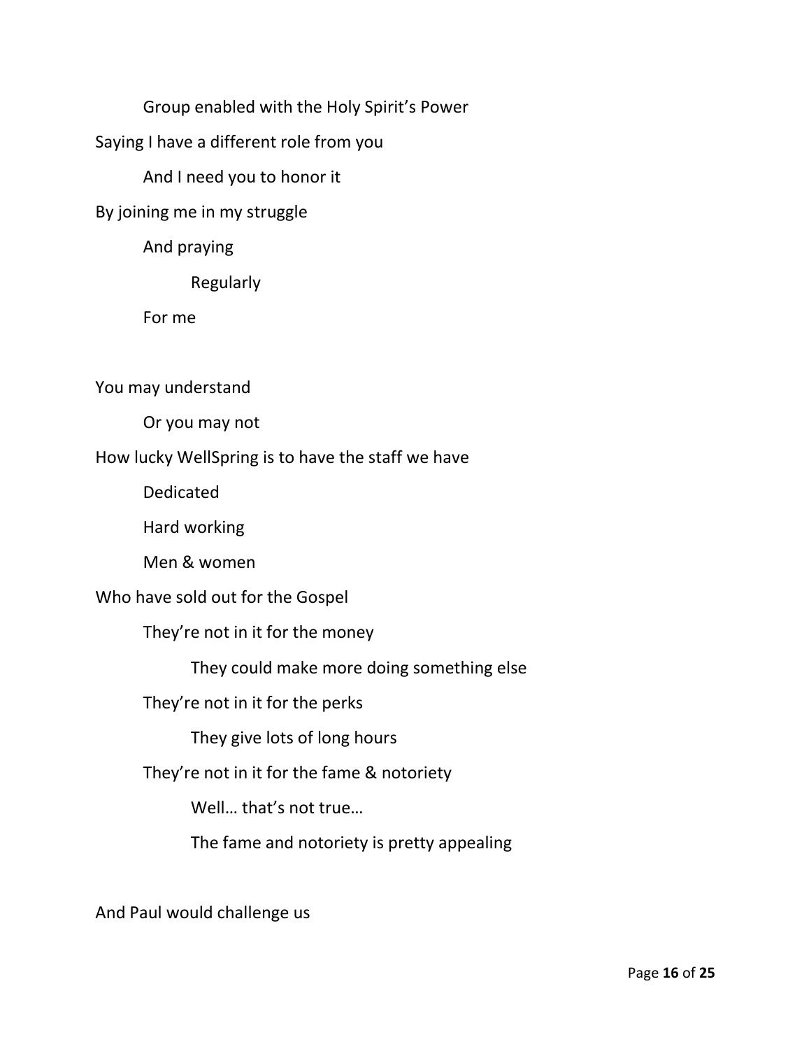Group enabled with the Holy Spirit's Power

Saying I have a different role from you

And I need you to honor it

By joining me in my struggle

And praying

Regularly

For me

You may understand

Or you may not

How lucky WellSpring is to have the staff we have

Dedicated

Hard working

Men & women

Who have sold out for the Gospel

They're not in it for the money

They could make more doing something else

They're not in it for the perks

They give lots of long hours

They're not in it for the fame & notoriety

Well… that's not true…

The fame and notoriety is pretty appealing

And Paul would challenge us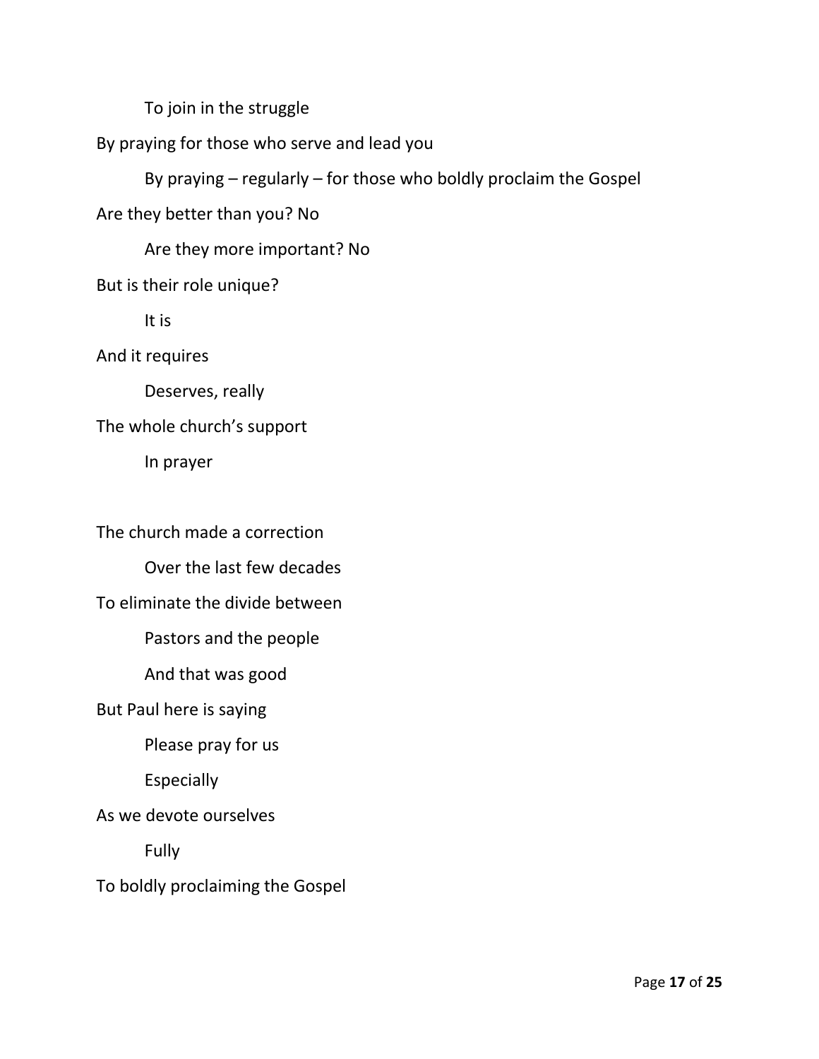To join in the struggle

By praying for those who serve and lead you

By praying – regularly – for those who boldly proclaim the Gospel

Are they better than you? No

Are they more important? No

But is their role unique?

It is

And it requires

Deserves, really

The whole church's support

In prayer

The church made a correction

Over the last few decades

To eliminate the divide between

Pastors and the people

And that was good

But Paul here is saying

Please pray for us

Especially

As we devote ourselves

Fully

To boldly proclaiming the Gospel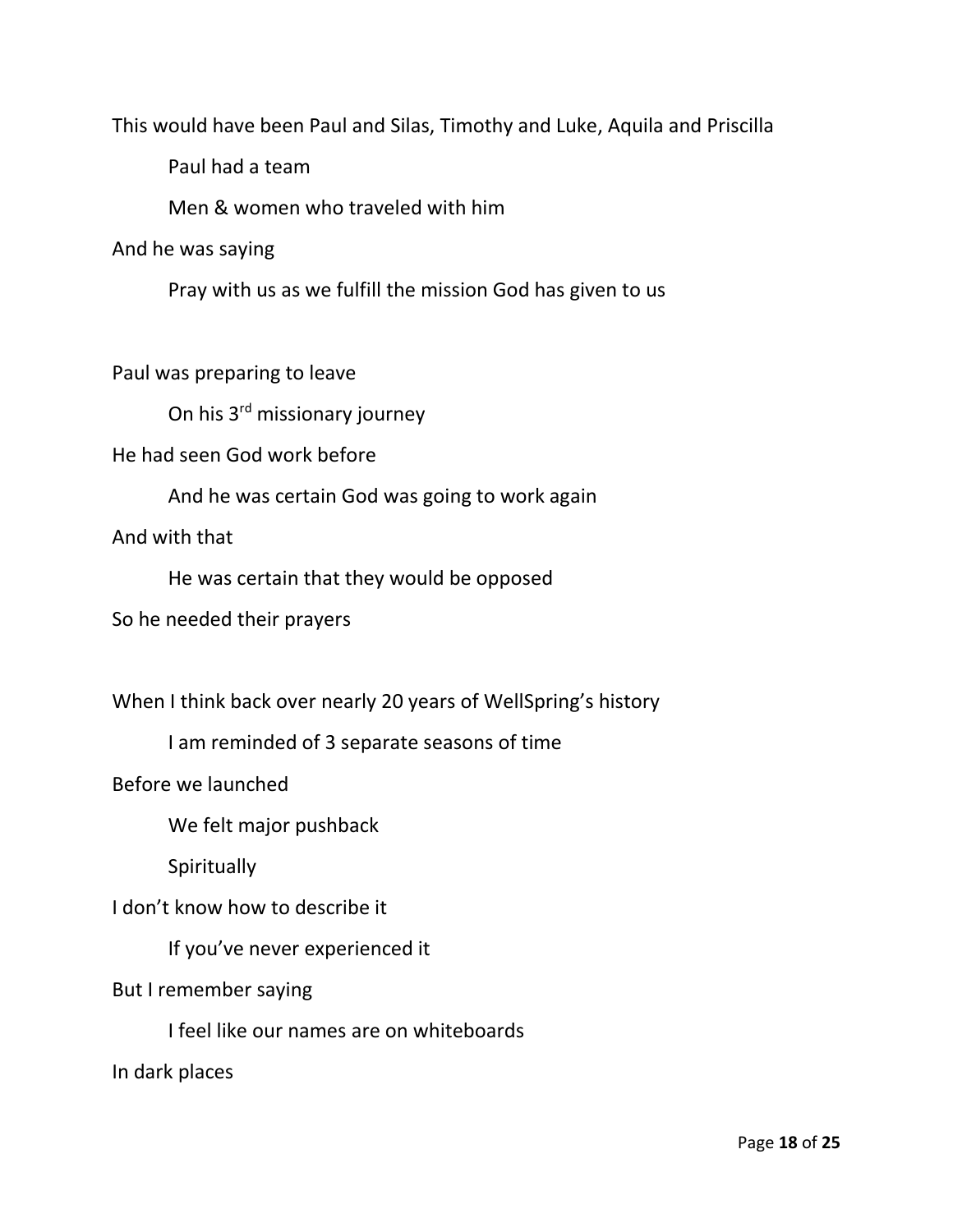This would have been Paul and Silas, Timothy and Luke, Aquila and Priscilla

Paul had a team

Men & women who traveled with him

And he was saying

Pray with us as we fulfill the mission God has given to us

Paul was preparing to leave

On his 3rd missionary journey

He had seen God work before

And he was certain God was going to work again

And with that

He was certain that they would be opposed

So he needed their prayers

When I think back over nearly 20 years of WellSpring's history

I am reminded of 3 separate seasons of time

Before we launched

We felt major pushback

Spiritually

I don't know how to describe it

If you've never experienced it

But I remember saying

I feel like our names are on whiteboards

In dark places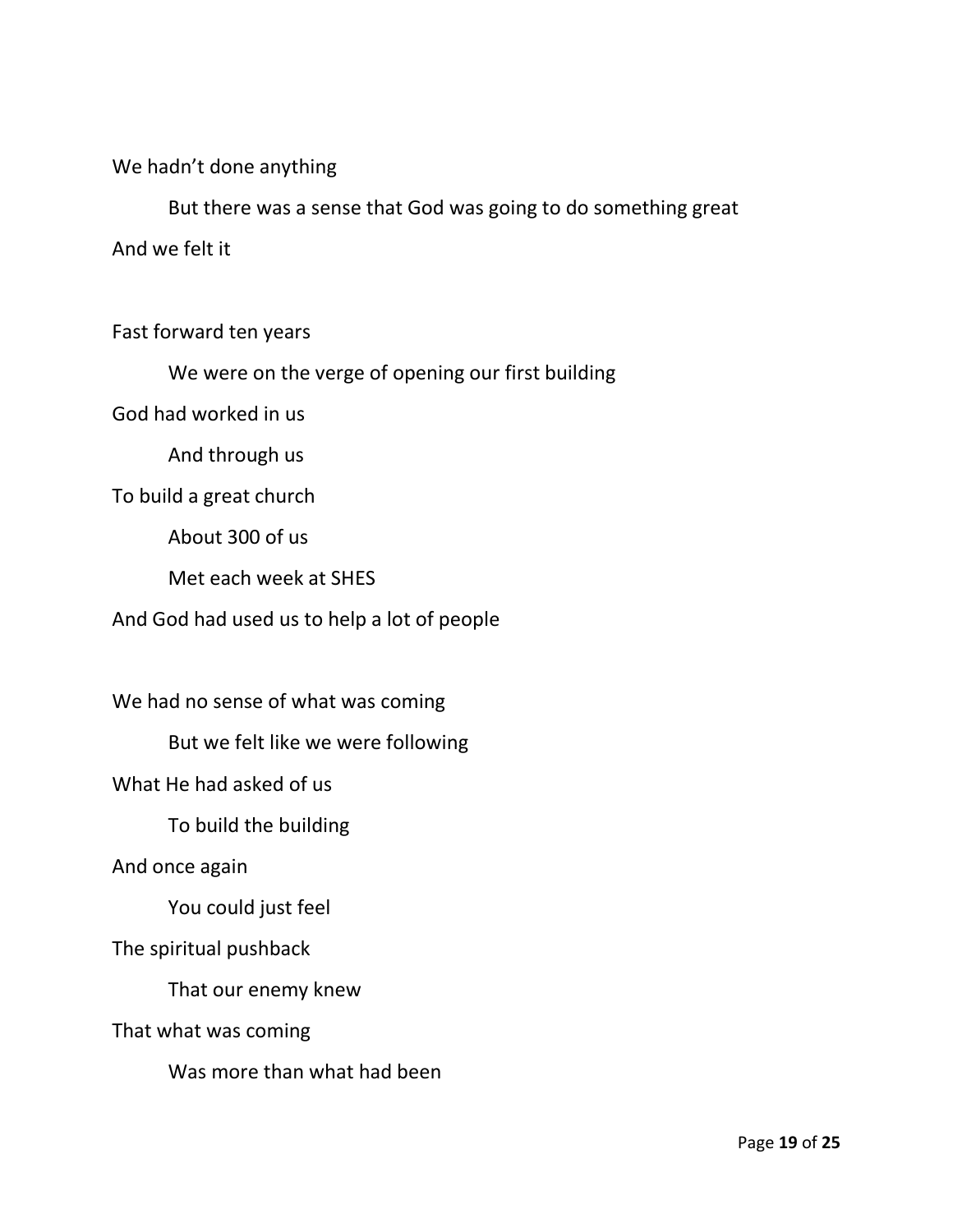We hadn't done anything

    But there was a sense that God was going to do something great

And we felt it

Fast forward ten years

    We were on the verge of opening our first building

God had worked in us

    And through us

To build a great church

    About 300 of us

    Met each week at SHES

And God had used us to help a lot of people

We had no sense of what was coming

    But we felt like we were following

What He had asked of us

    To build the building

And once again

    You could just feel

The spiritual pushback

    That our enemy knew

That what was coming

    Was more than what had been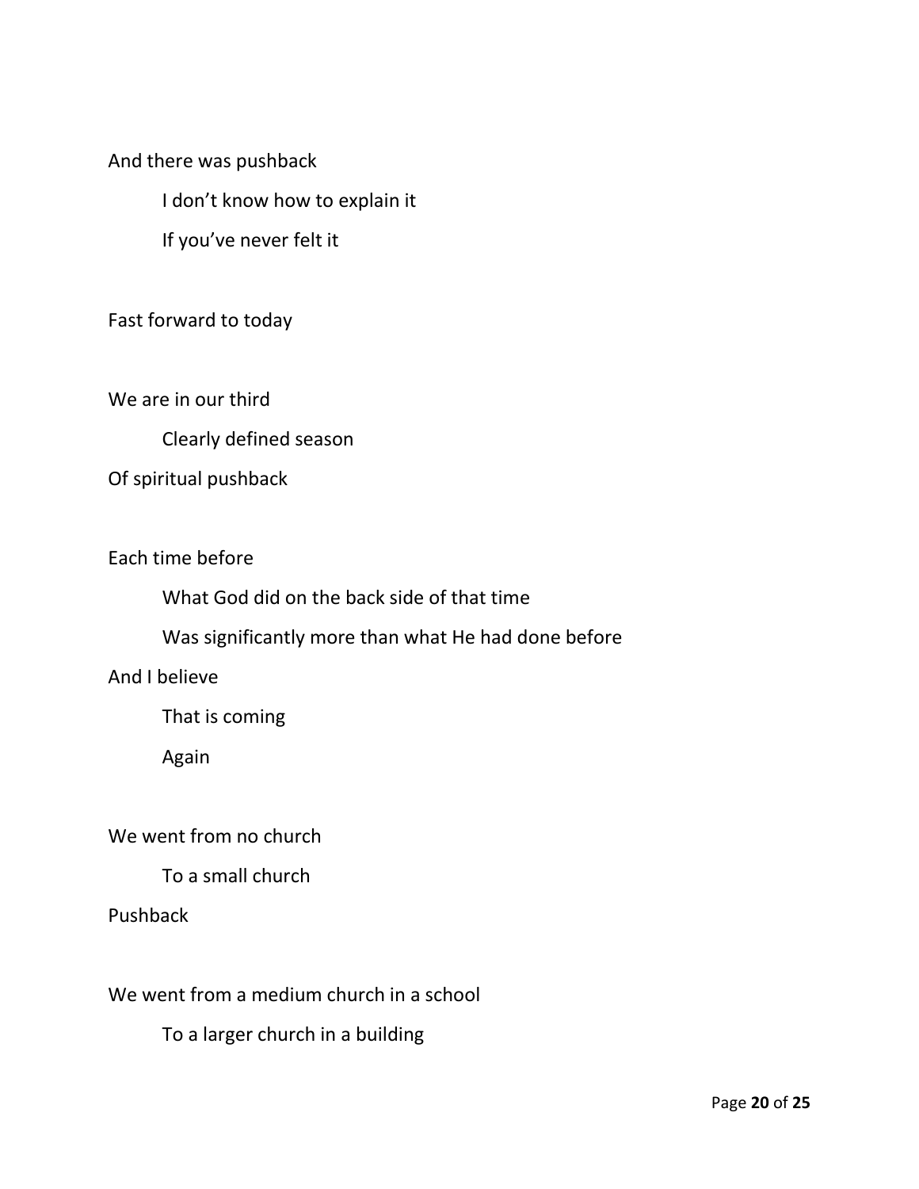And there was pushback

I don't know how to explain it

If you've never felt it

Fast forward to today

We are in our third

Clearly defined season

Of spiritual pushback

Each time before

What God did on the back side of that time

Was significantly more than what He had done before

And I believe

That is coming

Again

We went from no church

To a small church

Pushback

We went from a medium church in a school

To a larger church in a building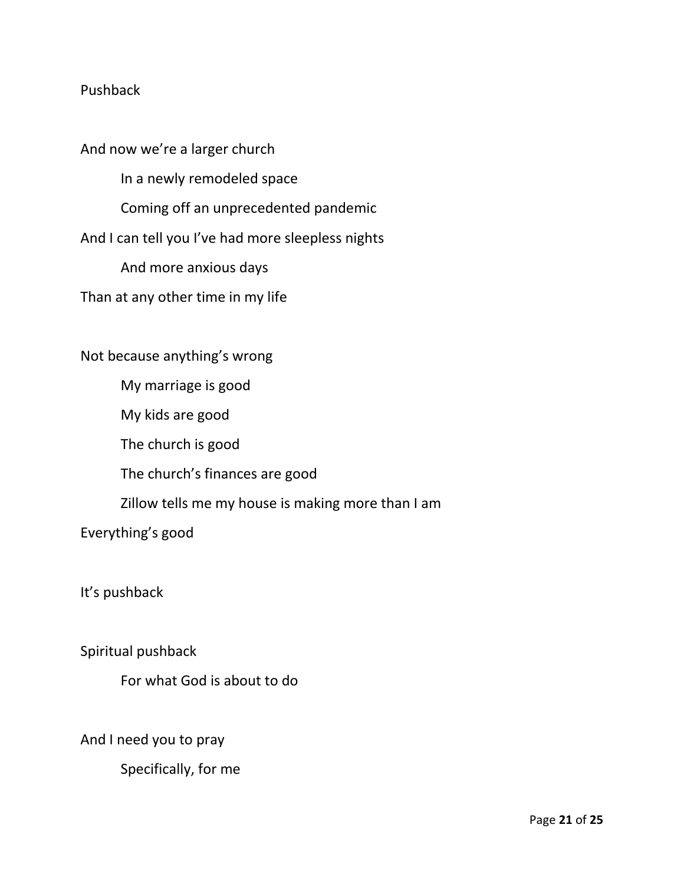Pushback

And now we're a larger church

In a newly remodeled space

Coming off an unprecedented pandemic

And I can tell you I've had more sleepless nights

And more anxious days

Than at any other time in my life

Not because anything's wrong

My marriage is good

My kids are good

The church is good

The church's finances are good

Zillow tells me my house is making more than I am

Everything's good

It's pushback

Spiritual pushback

For what God is about to do

And I need you to pray

Specifically, for me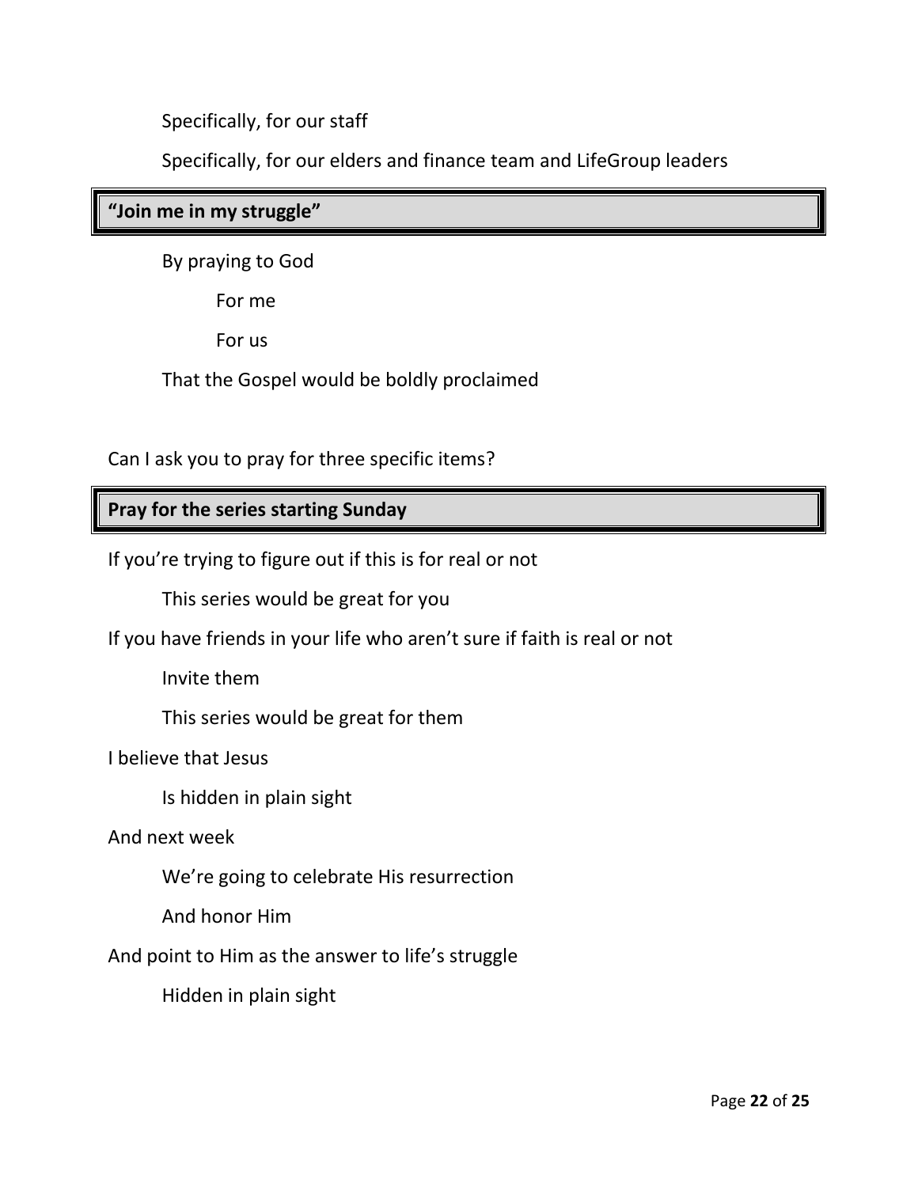Specifically, for our staff

Specifically, for our elders and finance team and LifeGroup leaders

**“Join me in my struggle”**

By praying to God

For me

For us

That the Gospel would be boldly proclaimed

Can I ask you to pray for three specific items?

**Pray for the series starting Sunday**

If you’re trying to figure out if this is for real or not

This series would be great for you

If you have friends in your life who aren’t sure if faith is real or not

Invite them

This series would be great for them

I believe that Jesus

Is hidden in plain sight

And next week

We’re going to celebrate His resurrection

And honor Him

And point to Him as the answer to life’s struggle

Hidden in plain sight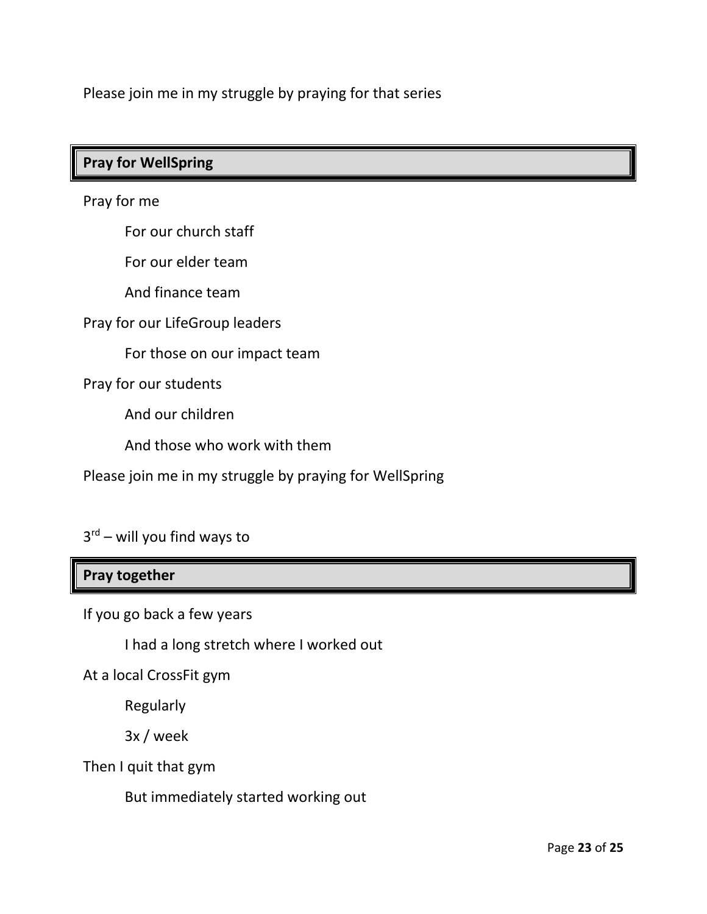Please join me in my struggle by praying for that series

## Pray for WellSpring

Pray for me

  For our church staff

  For our elder team

  And finance team

Pray for our LifeGroup leaders

  For those on our impact team

Pray for our students

  And our children

  And those who work with them

Please join me in my struggle by praying for WellSpring

3rd – will you find ways to

## Pray together

If you go back a few years

  I had a long stretch where I worked out

At a local CrossFit gym

  Regularly

  3x / week

Then I quit that gym

  But immediately started working out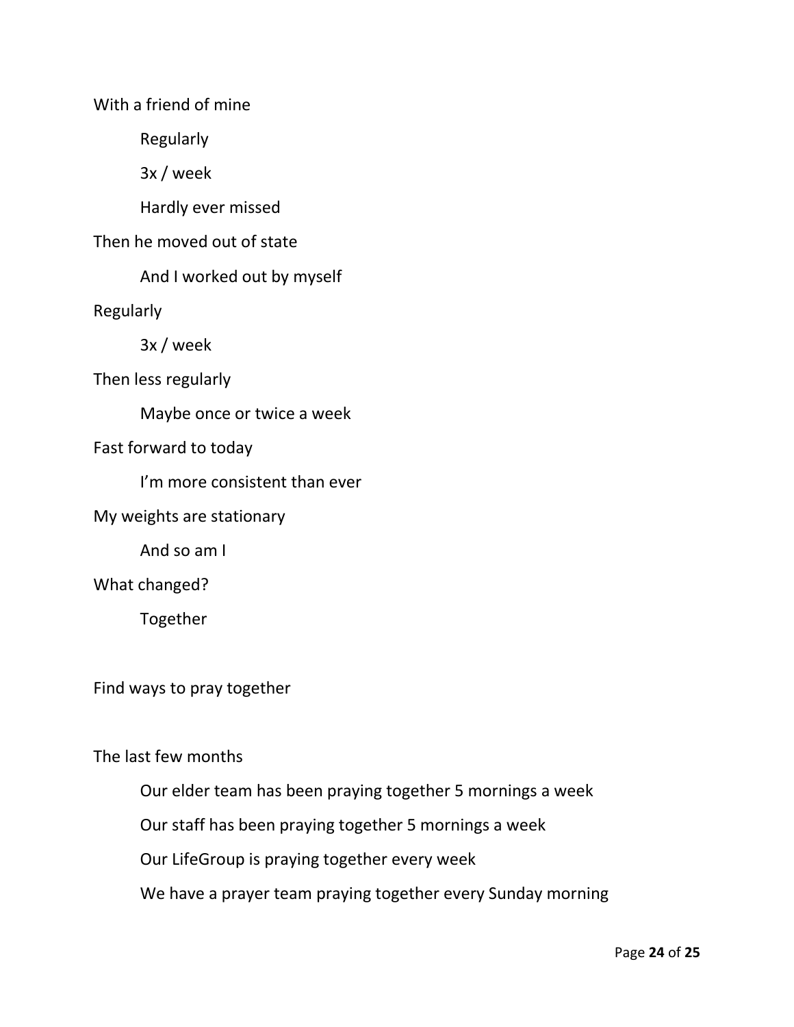With a friend of mine

    Regularly

    3x / week

    Hardly ever missed

Then he moved out of state

    And I worked out by myself

Regularly

    3x / week

Then less regularly

    Maybe once or twice a week

Fast forward to today

    I'm more consistent than ever

My weights are stationary

    And so am I

What changed?

    Together

Find ways to pray together

The last few months

    Our elder team has been praying together 5 mornings a week

    Our staff has been praying together 5 mornings a week

    Our LifeGroup is praying together every week

    We have a prayer team praying together every Sunday morning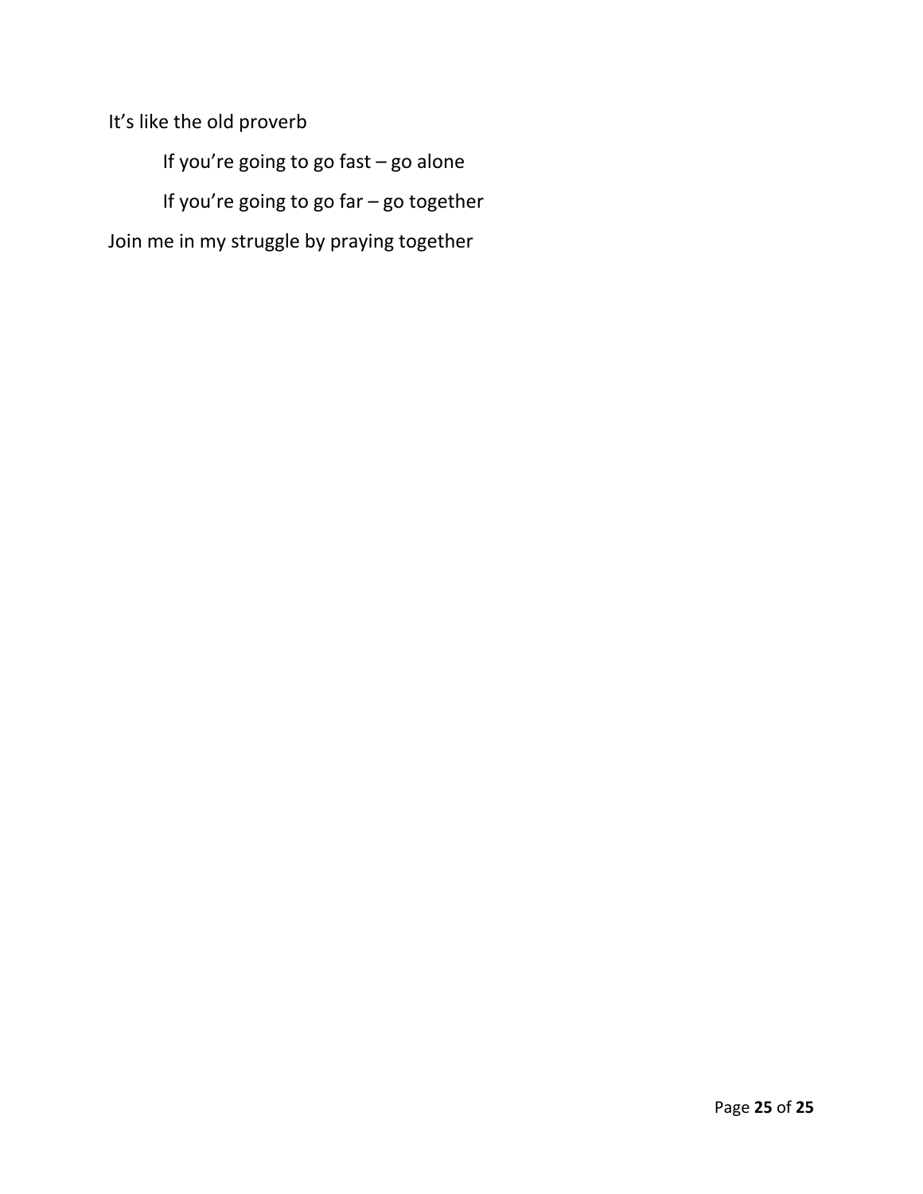It's like the old proverb

> If you're going to go fast – go alone
>
> If you're going to go far – go together

Join me in my struggle by praying together